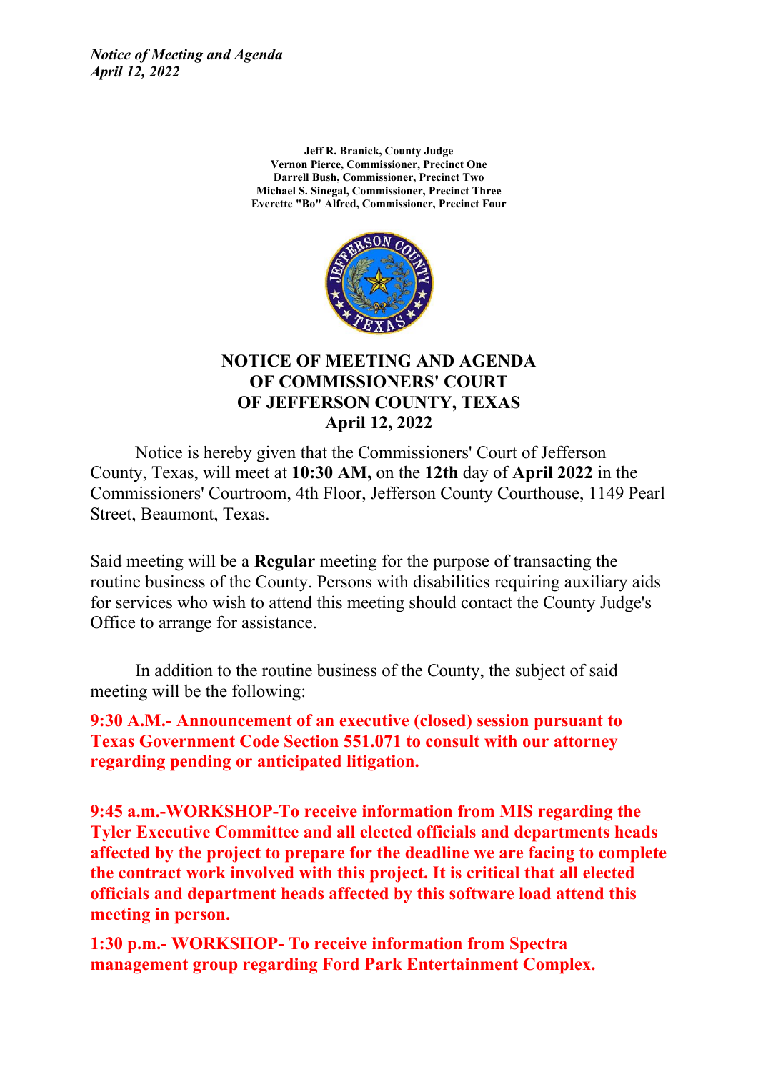*Notice of Meeting and Agenda*
*April 12, 2022*

**Jeff R. Branick, County Judge**
**Vernon Pierce, Commissioner, Precinct One**
**Darrell Bush, Commissioner, Precinct Two**
**Michael S. Sinegal, Commissioner, Precinct Three**
**Everette "Bo" Alfred, Commissioner, Precinct Four**

# NOTICE OF MEETING AND AGENDA OF COMMISSIONERS' COURT OF JEFFERSON COUNTY, TEXAS April 12, 2022

Notice is hereby given that the Commissioners' Court of Jefferson County, Texas, will meet at **10:30 AM,** on the **12th** day of **April 2022** in the Commissioners' Courtroom, 4th Floor, Jefferson County Courthouse, 1149 Pearl Street, Beaumont, Texas.

Said meeting will be a **Regular** meeting for the purpose of transacting the routine business of the County. Persons with disabilities requiring auxiliary aids for services who wish to attend this meeting should contact the County Judge's Office to arrange for assistance.

In addition to the routine business of the County, the subject of said meeting will be the following:

**9:30 A.M.- Announcement of an executive (closed) session pursuant to Texas Government Code Section 551.071 to consult with our attorney regarding pending or anticipated litigation.**

**9:45 a.m.-WORKSHOP-To receive information from MIS regarding the Tyler Executive Committee and all elected officials and departments heads affected by the project to prepare for the deadline we are facing to complete the contract work involved with this project. It is critical that all elected officials and department heads affected by this software load attend this meeting in person.**

**1:30 p.m.- WORKSHOP- To receive information from Spectra management group regarding Ford Park Entertainment Complex.**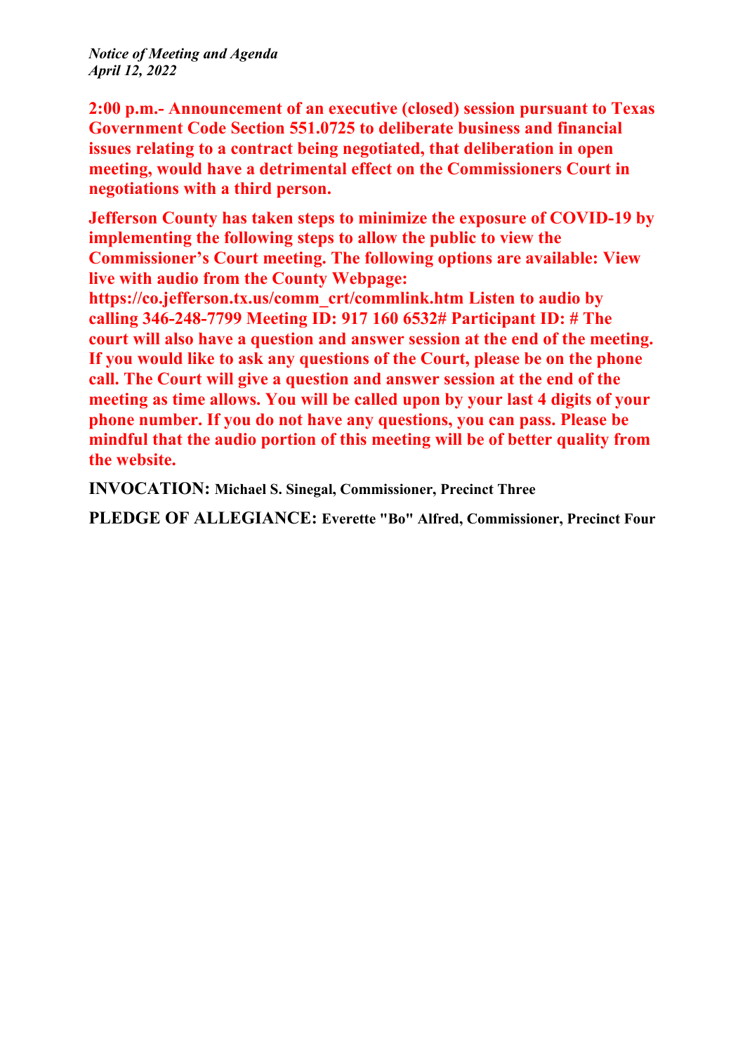*Notice of Meeting and Agenda*
*April 12, 2022*

**2:00 p.m.- Announcement of an executive (closed) session pursuant to Texas Government Code Section 551.0725 to deliberate business and financial issues relating to a contract being negotiated, that deliberation in open meeting, would have a detrimental effect on the Commissioners Court in negotiations with a third person.**

**Jefferson County has taken steps to minimize the exposure of COVID-19 by implementing the following steps to allow the public to view the Commissioner's Court meeting. The following options are available: View live with audio from the County Webpage: https://co.jefferson.tx.us/comm_crt/commlink.htm Listen to audio by calling 346-248-7799 Meeting ID: 917 160 6532# Participant ID: # The court will also have a question and answer session at the end of the meeting. If you would like to ask any questions of the Court, please be on the phone call. The Court will give a question and answer session at the end of the meeting as time allows. You will be called upon by your last 4 digits of your phone number. If you do not have any questions, you can pass. Please be mindful that the audio portion of this meeting will be of better quality from the website.**

**INVOCATION: Michael S. Sinegal, Commissioner, Precinct Three**

**PLEDGE OF ALLEGIANCE: Everette "Bo" Alfred, Commissioner, Precinct Four**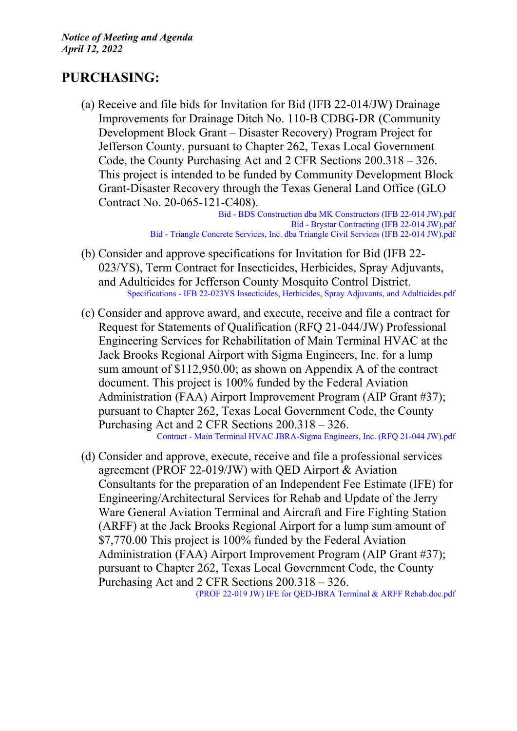*Notice of Meeting and Agenda*
*April 12, 2022*

## PURCHASING:

(a) Receive and file bids for Invitation for Bid (IFB 22-014/JW) Drainage Improvements for Drainage Ditch No. 110-B CDBG-DR (Community Development Block Grant – Disaster Recovery) Program Project for Jefferson County. pursuant to Chapter 262, Texas Local Government Code, the County Purchasing Act and 2 CFR Sections 200.318 – 326. This project is intended to be funded by Community Development Block Grant-Disaster Recovery through the Texas General Land Office (GLO Contract No. 20-065-121-C408).

Bid - BDS Construction dba MK Constructors (IFB 22-014 JW).pdf
Bid - Brystar Contracting (IFB 22-014 JW).pdf
Bid - Triangle Concrete Services, Inc. dba Triangle Civil Services (IFB 22-014 JW).pdf

(b) Consider and approve specifications for Invitation for Bid (IFB 22-023/YS), Term Contract for Insecticides, Herbicides, Spray Adjuvants, and Adulticides for Jefferson County Mosquito Control District.

Specifications - IFB 22-023YS Insecticides, Herbicides, Spray Adjuvants, and Adulticides.pdf

(c) Consider and approve award, and execute, receive and file a contract for Request for Statements of Qualification (RFQ 21-044/JW) Professional Engineering Services for Rehabilitation of Main Terminal HVAC at the Jack Brooks Regional Airport with Sigma Engineers, Inc. for a lump sum amount of $112,950.00; as shown on Appendix A of the contract document. This project is 100% funded by the Federal Aviation Administration (FAA) Airport Improvement Program (AIP Grant #37); pursuant to Chapter 262, Texas Local Government Code, the County Purchasing Act and 2 CFR Sections 200.318 – 326.

Contract - Main Terminal HVAC JBRA-Sigma Engineers, Inc. (RFQ 21-044 JW).pdf

(d) Consider and approve, execute, receive and file a professional services agreement (PROF 22-019/JW) with QED Airport & Aviation Consultants for the preparation of an Independent Fee Estimate (IFE) for Engineering/Architectural Services for Rehab and Update of the Jerry Ware General Aviation Terminal and Aircraft and Fire Fighting Station (ARFF) at the Jack Brooks Regional Airport for a lump sum amount of $7,770.00 This project is 100% funded by the Federal Aviation Administration (FAA) Airport Improvement Program (AIP Grant #37); pursuant to Chapter 262, Texas Local Government Code, the County Purchasing Act and 2 CFR Sections 200.318 – 326.

(PROF 22-019 JW) IFE for QED-JBRA Terminal & ARFF Rehab.doc.pdf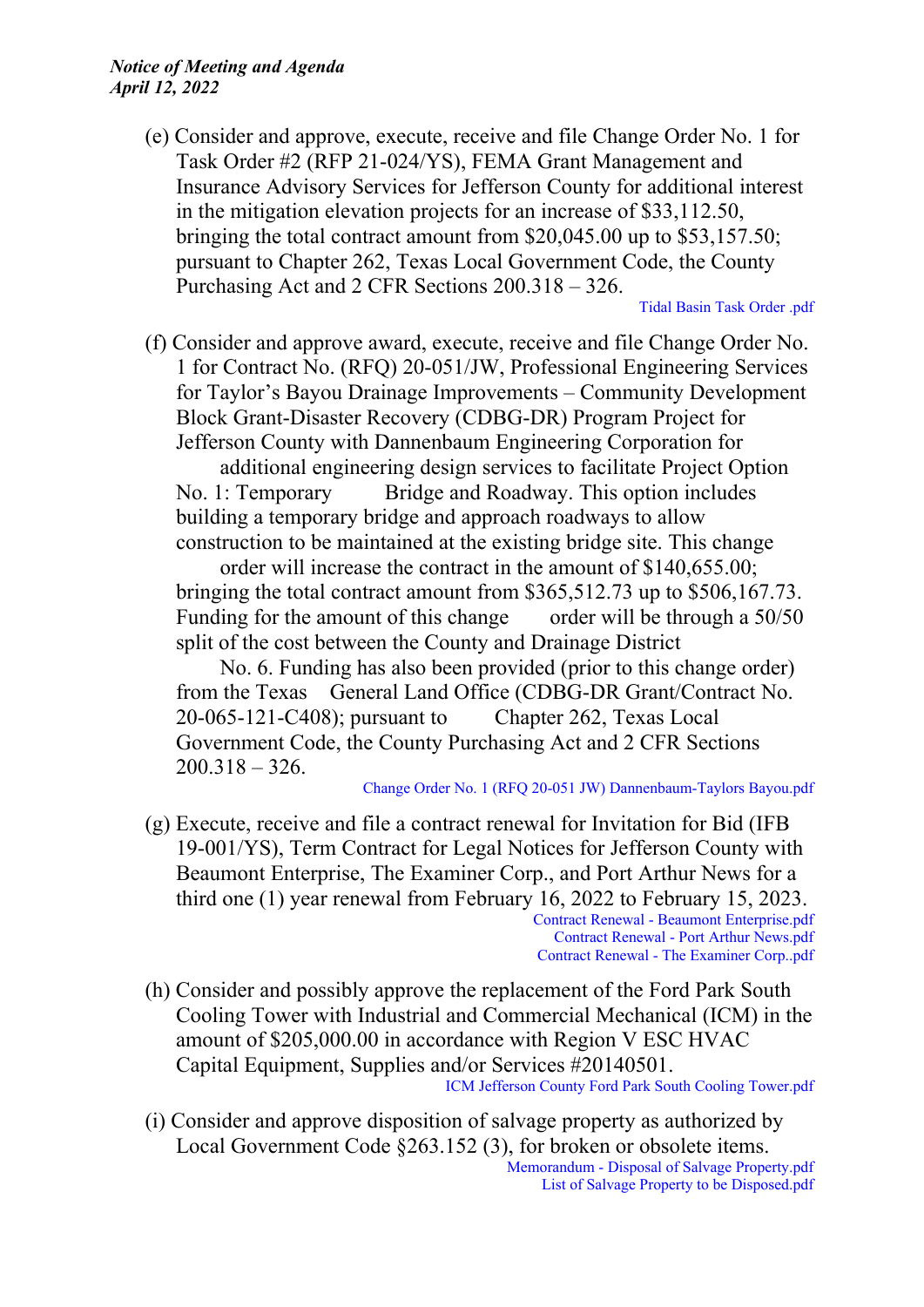(e) Consider and approve, execute, receive and file Change Order No. 1 for Task Order #2 (RFP 21-024/YS), FEMA Grant Management and Insurance Advisory Services for Jefferson County for additional interest in the mitigation elevation projects for an increase of $33,112.50, bringing the total contract amount from $20,045.00 up to $53,157.50; pursuant to Chapter 262, Texas Local Government Code, the County Purchasing Act and 2 CFR Sections 200.318 – 326.

Tidal Basin Task Order .pdf

(f) Consider and approve award, execute, receive and file Change Order No. 1 for Contract No. (RFQ) 20-051/JW, Professional Engineering Services for Taylor's Bayou Drainage Improvements – Community Development Block Grant-Disaster Recovery (CDBG-DR) Program Project for Jefferson County with Dannenbaum Engineering Corporation for additional engineering design services to facilitate Project Option No. 1: Temporary Bridge and Roadway. This option includes building a temporary bridge and approach roadways to allow construction to be maintained at the existing bridge site. This change order will increase the contract in the amount of $140,655.00; bringing the total contract amount from $365,512.73 up to $506,167.73. Funding for the amount of this change order will be through a 50/50 split of the cost between the County and Drainage District No. 6. Funding has also been provided (prior to this change order) from the Texas General Land Office (CDBG-DR Grant/Contract No. 20-065-121-C408); pursuant to Chapter 262, Texas Local Government Code, the County Purchasing Act and 2 CFR Sections 200.318 – 326.

Change Order No. 1 (RFQ 20-051 JW) Dannenbaum-Taylors Bayou.pdf

(g) Execute, receive and file a contract renewal for Invitation for Bid (IFB 19-001/YS), Term Contract for Legal Notices for Jefferson County with Beaumont Enterprise, The Examiner Corp., and Port Arthur News for a third one (1) year renewal from February 16, 2022 to February 15, 2023.

Contract Renewal - Beaumont Enterprise.pdf
Contract Renewal - Port Arthur News.pdf
Contract Renewal - The Examiner Corp..pdf

(h) Consider and possibly approve the replacement of the Ford Park South Cooling Tower with Industrial and Commercial Mechanical (ICM) in the amount of $205,000.00 in accordance with Region V ESC HVAC Capital Equipment, Supplies and/or Services #20140501.

ICM Jefferson County Ford Park South Cooling Tower.pdf

(i) Consider and approve disposition of salvage property as authorized by Local Government Code §263.152 (3), for broken or obsolete items.

Memorandum - Disposal of Salvage Property.pdf
List of Salvage Property to be Disposed.pdf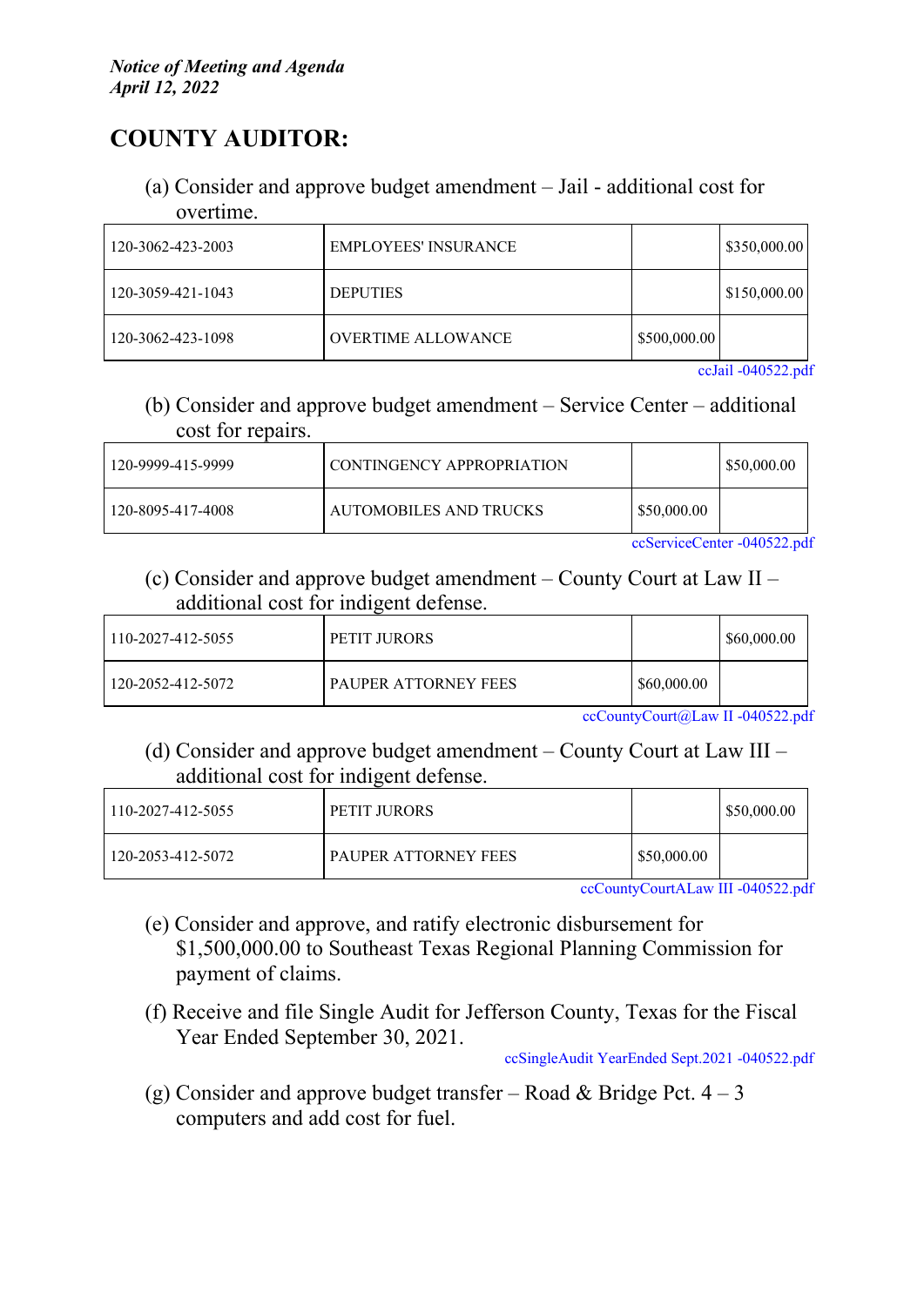*Notice of Meeting and Agenda*
*April 12, 2022*

## COUNTY AUDITOR:

(a) Consider and approve budget amendment – Jail - additional cost for overtime.

| | | | |
|---|---|---|---|
| 120-3062-423-2003 | EMPLOYEES' INSURANCE | | $350,000.00 |
| 120-3059-421-1043 | DEPUTIES | | $150,000.00 |
| 120-3062-423-1098 | OVERTIME ALLOWANCE | $500,000.00 | |

ccJail -040522.pdf

(b) Consider and approve budget amendment – Service Center – additional cost for repairs.

| | | | |
|---|---|---|---|
| 120-9999-415-9999 | CONTINGENCY APPROPRIATION | | $50,000.00 |
| 120-8095-417-4008 | AUTOMOBILES AND TRUCKS | $50,000.00 | |

ccServiceCenter -040522.pdf

(c) Consider and approve budget amendment – County Court at Law II – additional cost for indigent defense.

| | | | |
|---|---|---|---|
| 110-2027-412-5055 | PETIT JURORS | | $60,000.00 |
| 120-2052-412-5072 | PAUPER ATTORNEY FEES | $60,000.00 | |

ccCountyCourt@Law II -040522.pdf

(d) Consider and approve budget amendment – County Court at Law III – additional cost for indigent defense.

| | | | |
|---|---|---|---|
| 110-2027-412-5055 | PETIT JURORS | | $50,000.00 |
| 120-2053-412-5072 | PAUPER ATTORNEY FEES | $50,000.00 | |

ccCountyCourtALaw III -040522.pdf

(e) Consider and approve, and ratify electronic disbursement for $1,500,000.00 to Southeast Texas Regional Planning Commission for payment of claims.

(f) Receive and file Single Audit for Jefferson County, Texas for the Fiscal Year Ended September 30, 2021.

ccSingleAudit YearEnded Sept.2021 -040522.pdf

(g) Consider and approve budget transfer – Road & Bridge Pct. 4 – 3 computers and add cost for fuel.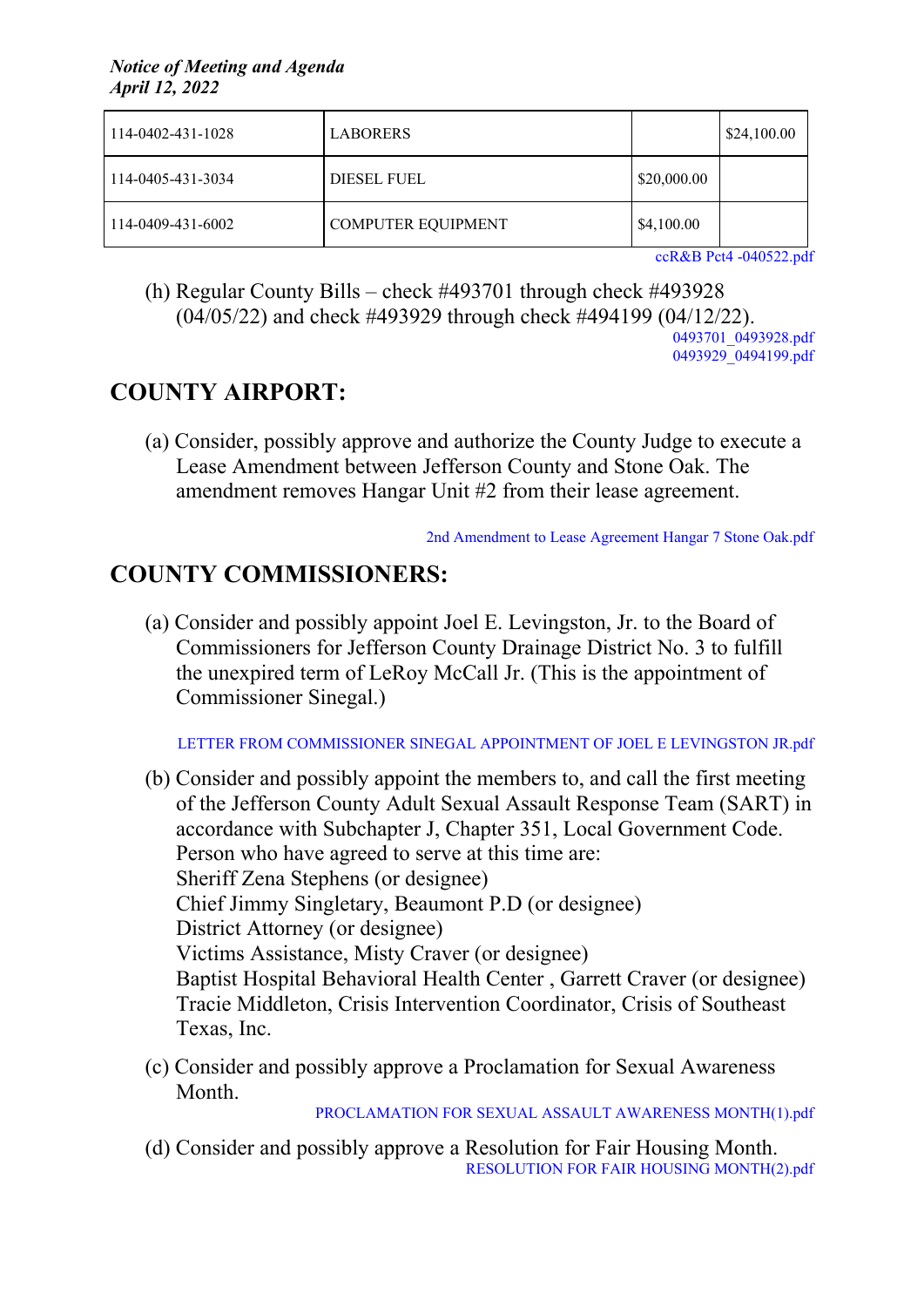*Notice of Meeting and Agenda*
*April 12, 2022*

| | | | |
|---|---|---|---|
| 114-0402-431-1028 | LABORERS | | $24,100.00 |
| 114-0405-431-3034 | DIESEL FUEL | $20,000.00 | |
| 114-0409-431-6002 | COMPUTER EQUIPMENT | $4,100.00 | |

ccR&B Pct4 -040522.pdf

(h) Regular County Bills – check #493701 through check #493928 (04/05/22) and check #493929 through check #494199 (04/12/22).

0493701_0493928.pdf
0493929_0494199.pdf

## COUNTY AIRPORT:

(a) Consider, possibly approve and authorize the County Judge to execute a Lease Amendment between Jefferson County and Stone Oak. The amendment removes Hangar Unit #2 from their lease agreement.

2nd Amendment to Lease Agreement Hangar 7 Stone Oak.pdf

## COUNTY COMMISSIONERS:

(a) Consider and possibly appoint Joel E. Levingston, Jr. to the Board of Commissioners for Jefferson County Drainage District No. 3 to fulfill the unexpired term of LeRoy McCall Jr. (This is the appointment of Commissioner Sinegal.)

LETTER FROM COMMISSIONER SINEGAL APPOINTMENT OF JOEL E LEVINGSTON JR.pdf

(b) Consider and possibly appoint the members to, and call the first meeting of the Jefferson County Adult Sexual Assault Response Team (SART) in accordance with Subchapter J, Chapter 351, Local Government Code. Person who have agreed to serve at this time are:
Sheriff Zena Stephens (or designee)
Chief Jimmy Singletary, Beaumont P.D (or designee)
District Attorney (or designee)
Victims Assistance, Misty Craver (or designee)
Baptist Hospital Behavioral Health Center , Garrett Craver (or designee)
Tracie Middleton, Crisis Intervention Coordinator, Crisis of Southeast Texas, Inc.

(c) Consider and possibly approve a Proclamation for Sexual Awareness Month.

PROCLAMATION FOR SEXUAL ASSAULT AWARENESS MONTH(1).pdf

(d) Consider and possibly approve a Resolution for Fair Housing Month.

RESOLUTION FOR FAIR HOUSING MONTH(2).pdf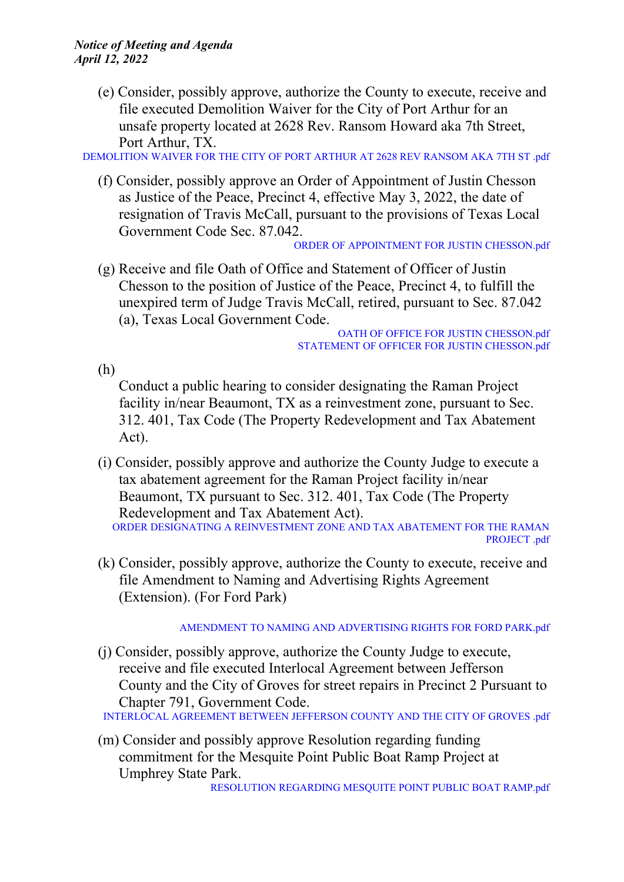(e) Consider, possibly approve, authorize the County to execute, receive and file executed Demolition Waiver for the City of Port Arthur for an unsafe property located at 2628 Rev. Ransom Howard aka 7th Street, Port Arthur, TX.

DEMOLITION WAIVER FOR THE CITY OF PORT ARTHUR AT 2628 REV RANSOM AKA 7TH ST .pdf

(f) Consider, possibly approve an Order of Appointment of Justin Chesson as Justice of the Peace, Precinct 4, effective May 3, 2022, the date of resignation of Travis McCall, pursuant to the provisions of Texas Local Government Code Sec. 87.042.

ORDER OF APPOINTMENT FOR JUSTIN CHESSON.pdf

(g) Receive and file Oath of Office and Statement of Officer of Justin Chesson to the position of Justice of the Peace, Precinct 4, to fulfill the unexpired term of Judge Travis McCall, retired, pursuant to Sec. 87.042 (a), Texas Local Government Code.

OATH OF OFFICE FOR JUSTIN CHESSON.pdf
STATEMENT OF OFFICER FOR JUSTIN CHESSON.pdf

(h)
Conduct a public hearing to consider designating the Raman Project facility in/near Beaumont, TX as a reinvestment zone, pursuant to Sec. 312. 401, Tax Code (The Property Redevelopment and Tax Abatement Act).

(i) Consider, possibly approve and authorize the County Judge to execute a tax abatement agreement for the Raman Project facility in/near Beaumont, TX pursuant to Sec. 312. 401, Tax Code (The Property Redevelopment and Tax Abatement Act).

ORDER DESIGNATING A REINVESTMENT ZONE AND TAX ABATEMENT FOR THE RAMAN PROJECT .pdf

(k) Consider, possibly approve, authorize the County to execute, receive and file Amendment to Naming and Advertising Rights Agreement (Extension). (For Ford Park)

AMENDMENT TO NAMING AND ADVERTISING RIGHTS FOR FORD PARK.pdf

(j) Consider, possibly approve, authorize the County Judge to execute, receive and file executed Interlocal Agreement between Jefferson County and the City of Groves for street repairs in Precinct 2 Pursuant to Chapter 791, Government Code.

INTERLOCAL AGREEMENT BETWEEN JEFFERSON COUNTY AND THE CITY OF GROVES .pdf

(m) Consider and possibly approve Resolution regarding funding commitment for the Mesquite Point Public Boat Ramp Project at Umphrey State Park.

RESOLUTION REGARDING MESQUITE POINT PUBLIC BOAT RAMP.pdf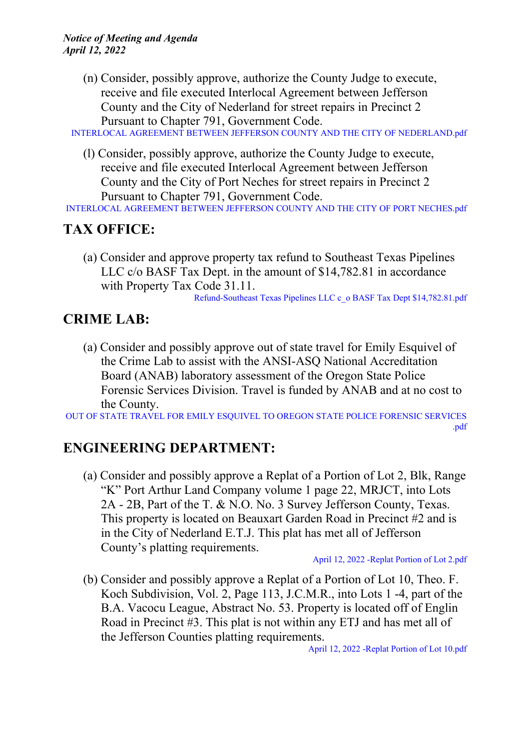(n) Consider, possibly approve, authorize the County Judge to execute, receive and file executed Interlocal Agreement between Jefferson County and the City of Nederland for street repairs in Precinct 2 Pursuant to Chapter 791, Government Code.

INTERLOCAL AGREEMENT BETWEEN JEFFERSON COUNTY AND THE CITY OF NEDERLAND.pdf

(l) Consider, possibly approve, authorize the County Judge to execute, receive and file executed Interlocal Agreement between Jefferson County and the City of Port Neches for street repairs in Precinct 2 Pursuant to Chapter 791, Government Code.

INTERLOCAL AGREEMENT BETWEEN JEFFERSON COUNTY AND THE CITY OF PORT NECHES.pdf

## TAX OFFICE:

(a) Consider and approve property tax refund to Southeast Texas Pipelines LLC c/o BASF Tax Dept. in the amount of $14,782.81 in accordance with Property Tax Code 31.11.

Refund-Southeast Texas Pipelines LLC c_o BASF Tax Dept $14,782.81.pdf

## CRIME LAB:

(a) Consider and possibly approve out of state travel for Emily Esquivel of the Crime Lab to assist with the ANSI-ASQ National Accreditation Board (ANAB) laboratory assessment of the Oregon State Police Forensic Services Division. Travel is funded by ANAB and at no cost to the County.

OUT OF STATE TRAVEL FOR EMILY ESQUIVEL TO OREGON STATE POLICE FORENSIC SERVICES .pdf

## ENGINEERING DEPARTMENT:

(a) Consider and possibly approve a Replat of a Portion of Lot 2, Blk, Range "K" Port Arthur Land Company volume 1 page 22, MRJCT, into Lots 2A - 2B, Part of the T. & N.O. No. 3 Survey Jefferson County, Texas. This property is located on Beauxart Garden Road in Precinct #2 and is in the City of Nederland E.T.J. This plat has met all of Jefferson County's platting requirements.

April 12, 2022 -Replat Portion of Lot 2.pdf

(b) Consider and possibly approve a Replat of a Portion of Lot 10, Theo. F. Koch Subdivision, Vol. 2, Page 113, J.C.M.R., into Lots 1 -4, part of the B.A. Vacocu League, Abstract No. 53. Property is located off of Englin Road in Precinct #3. This plat is not within any ETJ and has met all of the Jefferson Counties platting requirements.

April 12, 2022 -Replat Portion of Lot 10.pdf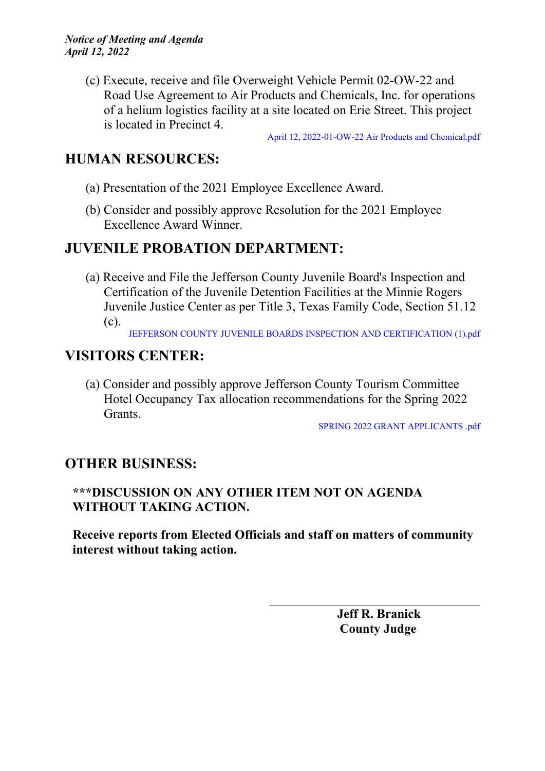(c) Execute, receive and file Overweight Vehicle Permit 02-OW-22 and Road Use Agreement to Air Products and Chemicals, Inc. for operations of a helium logistics facility at a site located on Erie Street. This project is located in Precinct 4.

April 12, 2022-01-OW-22 Air Products and Chemical.pdf

## HUMAN RESOURCES:

(a) Presentation of the 2021 Employee Excellence Award.

(b) Consider and possibly approve Resolution for the 2021 Employee Excellence Award Winner.

## JUVENILE PROBATION DEPARTMENT:

(a) Receive and File the Jefferson County Juvenile Board's Inspection and Certification of the Juvenile Detention Facilities at the Minnie Rogers Juvenile Justice Center as per Title 3, Texas Family Code, Section 51.12 (c).

JEFFERSON COUNTY JUVENILE BOARDS INSPECTION AND CERTIFICATION (1).pdf

## VISITORS CENTER:

(a) Consider and possibly approve Jefferson County Tourism Committee Hotel Occupancy Tax allocation recommendations for the Spring 2022 Grants.

SPRING 2022 GRANT APPLICANTS .pdf

## OTHER BUSINESS:

**\*\*\*DISCUSSION ON ANY OTHER ITEM NOT ON AGENDA WITHOUT TAKING ACTION.**

**Receive reports from Elected Officials and staff on matters of community interest without taking action.**

\_\_\_\_\_\_\_\_\_\_\_\_\_\_\_\_\_\_\_\_\_\_\_\_\_\_\_\_\_\_\_\_

**Jeff R. Branick**
**County Judge**